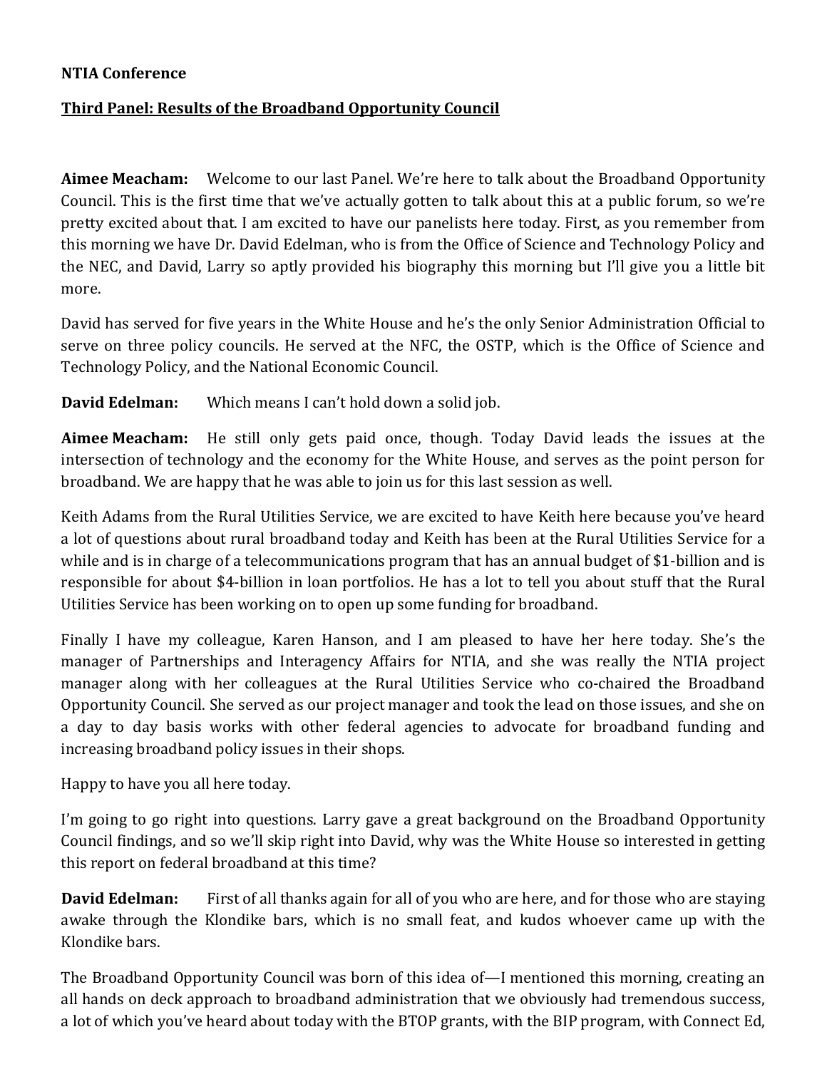**NTIA Conference**

**Third Panel: Results of the Broadband Opportunity Council**

**Aimee Meacham:** Welcome to our last Panel. We're here to talk about the Broadband Opportunity Council. This is the first time that we've actually gotten to talk about this at a public forum, so we're pretty excited about that. I am excited to have our panelists here today. First, as you remember from this morning we have Dr. David Edelman, who is from the Office of Science and Technology Policy and the NEC, and David, Larry so aptly provided his biography this morning but I'll give you a little bit more.

David has served for five years in the White House and he's the only Senior Administration Official to serve on three policy councils. He served at the NFC, the OSTP, which is the Office of Science and Technology Policy, and the National Economic Council.

**David Edelman:** Which means I can't hold down a solid job.

**Aimee Meacham:** He still only gets paid once, though. Today David leads the issues at the intersection of technology and the economy for the White House, and serves as the point person for broadband. We are happy that he was able to join us for this last session as well.

Keith Adams from the Rural Utilities Service, we are excited to have Keith here because you've heard a lot of questions about rural broadband today and Keith has been at the Rural Utilities Service for a while and is in charge of a telecommunications program that has an annual budget of $1-billion and is responsible for about $4-billion in loan portfolios. He has a lot to tell you about stuff that the Rural Utilities Service has been working on to open up some funding for broadband.

Finally I have my colleague, Karen Hanson, and I am pleased to have her here today. She's the manager of Partnerships and Interagency Affairs for NTIA, and she was really the NTIA project manager along with her colleagues at the Rural Utilities Service who co-chaired the Broadband Opportunity Council. She served as our project manager and took the lead on those issues, and she on a day to day basis works with other federal agencies to advocate for broadband funding and increasing broadband policy issues in their shops.

Happy to have you all here today.

I'm going to go right into questions. Larry gave a great background on the Broadband Opportunity Council findings, and so we'll skip right into David, why was the White House so interested in getting this report on federal broadband at this time?

**David Edelman:** First of all thanks again for all of you who are here, and for those who are staying awake through the Klondike bars, which is no small feat, and kudos whoever came up with the Klondike bars.

The Broadband Opportunity Council was born of this idea of—I mentioned this morning, creating an all hands on deck approach to broadband administration that we obviously had tremendous success, a lot of which you've heard about today with the BTOP grants, with the BIP program, with Connect Ed,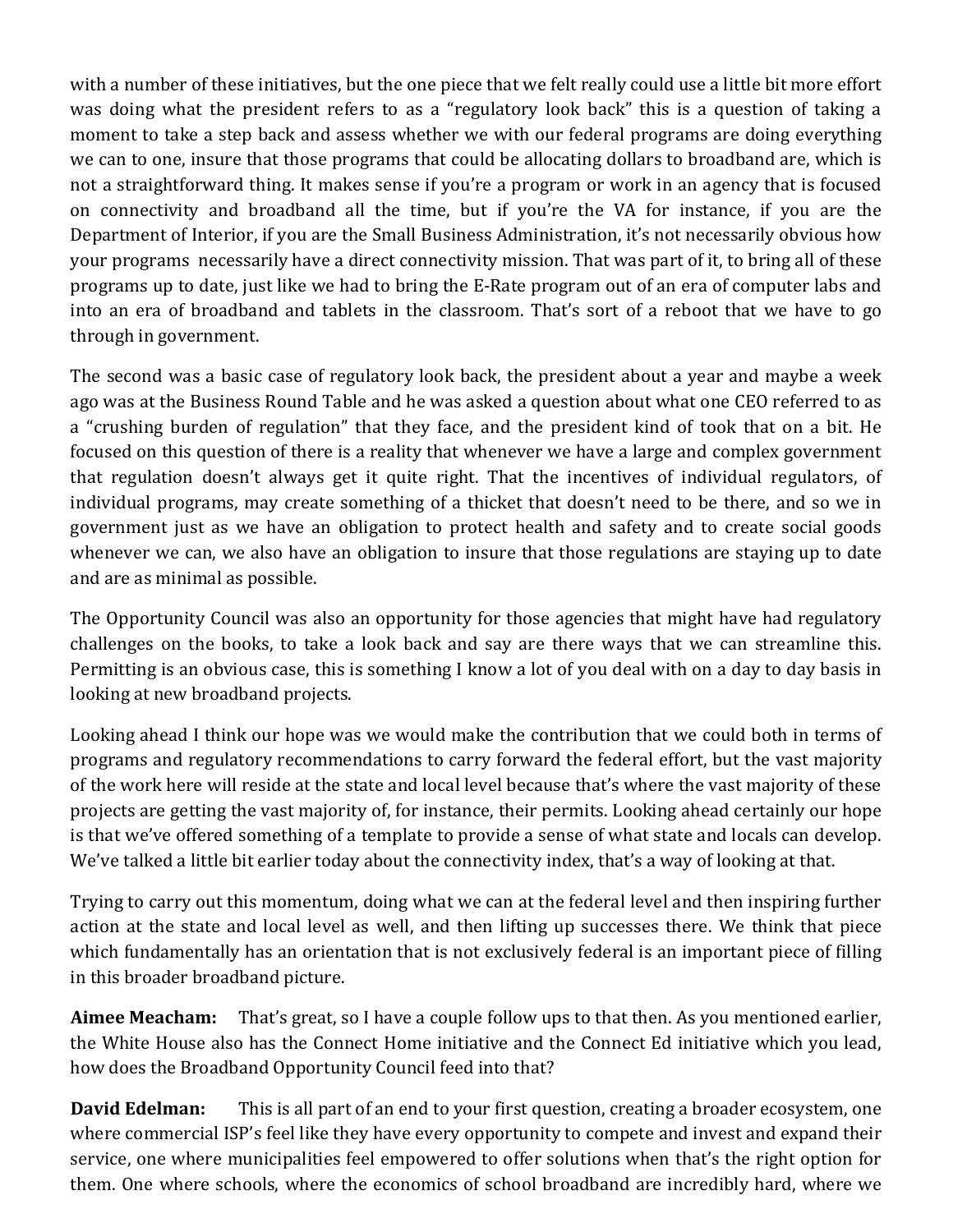with a number of these initiatives, but the one piece that we felt really could use a little bit more effort was doing what the president refers to as a "regulatory look back" this is a question of taking a moment to take a step back and assess whether we with our federal programs are doing everything we can to one, insure that those programs that could be allocating dollars to broadband are, which is not a straightforward thing. It makes sense if you're a program or work in an agency that is focused on connectivity and broadband all the time, but if you're the VA for instance, if you are the Department of Interior, if you are the Small Business Administration, it's not necessarily obvious how your programs necessarily have a direct connectivity mission. That was part of it, to bring all of these programs up to date, just like we had to bring the E-Rate program out of an era of computer labs and into an era of broadband and tablets in the classroom. That's sort of a reboot that we have to go through in government.

The second was a basic case of regulatory look back, the president about a year and maybe a week ago was at the Business Round Table and he was asked a question about what one CEO referred to as a "crushing burden of regulation" that they face, and the president kind of took that on a bit. He focused on this question of there is a reality that whenever we have a large and complex government that regulation doesn't always get it quite right. That the incentives of individual regulators, of individual programs, may create something of a thicket that doesn't need to be there, and so we in government just as we have an obligation to protect health and safety and to create social goods whenever we can, we also have an obligation to insure that those regulations are staying up to date and are as minimal as possible.

The Opportunity Council was also an opportunity for those agencies that might have had regulatory challenges on the books, to take a look back and say are there ways that we can streamline this. Permitting is an obvious case, this is something I know a lot of you deal with on a day to day basis in looking at new broadband projects.

Looking ahead I think our hope was we would make the contribution that we could both in terms of programs and regulatory recommendations to carry forward the federal effort, but the vast majority of the work here will reside at the state and local level because that's where the vast majority of these projects are getting the vast majority of, for instance, their permits. Looking ahead certainly our hope is that we've offered something of a template to provide a sense of what state and locals can develop. We've talked a little bit earlier today about the connectivity index, that's a way of looking at that.

Trying to carry out this momentum, doing what we can at the federal level and then inspiring further action at the state and local level as well, and then lifting up successes there. We think that piece which fundamentally has an orientation that is not exclusively federal is an important piece of filling in this broader broadband picture.

**Aimee Meacham:** That's great, so I have a couple follow ups to that then. As you mentioned earlier, the White House also has the Connect Home initiative and the Connect Ed initiative which you lead, how does the Broadband Opportunity Council feed into that?

**David Edelman:** This is all part of an end to your first question, creating a broader ecosystem, one where commercial ISP's feel like they have every opportunity to compete and invest and expand their service, one where municipalities feel empowered to offer solutions when that's the right option for them. One where schools, where the economics of school broadband are incredibly hard, where we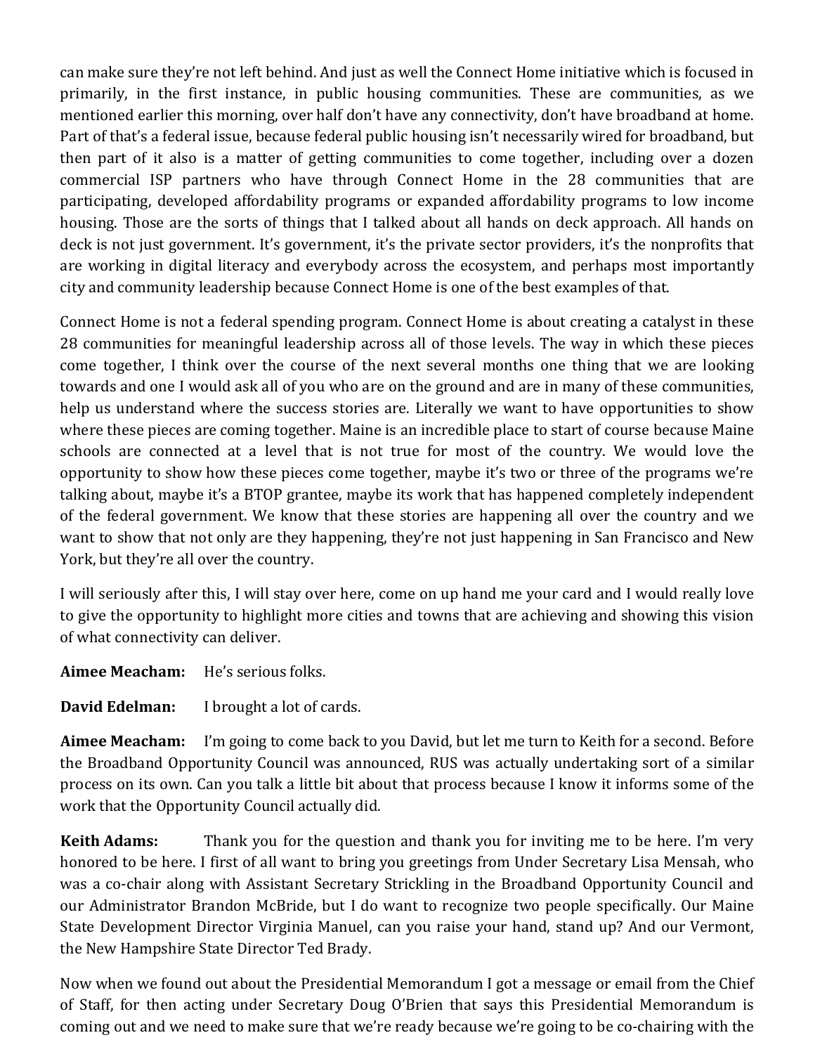can make sure they're not left behind. And just as well the Connect Home initiative which is focused in primarily, in the first instance, in public housing communities. These are communities, as we mentioned earlier this morning, over half don't have any connectivity, don't have broadband at home. Part of that's a federal issue, because federal public housing isn't necessarily wired for broadband, but then part of it also is a matter of getting communities to come together, including over a dozen commercial ISP partners who have through Connect Home in the 28 communities that are participating, developed affordability programs or expanded affordability programs to low income housing. Those are the sorts of things that I talked about all hands on deck approach. All hands on deck is not just government. It's government, it's the private sector providers, it's the nonprofits that are working in digital literacy and everybody across the ecosystem, and perhaps most importantly city and community leadership because Connect Home is one of the best examples of that.

Connect Home is not a federal spending program. Connect Home is about creating a catalyst in these 28 communities for meaningful leadership across all of those levels. The way in which these pieces come together, I think over the course of the next several months one thing that we are looking towards and one I would ask all of you who are on the ground and are in many of these communities, help us understand where the success stories are. Literally we want to have opportunities to show where these pieces are coming together. Maine is an incredible place to start of course because Maine schools are connected at a level that is not true for most of the country. We would love the opportunity to show how these pieces come together, maybe it's two or three of the programs we're talking about, maybe it's a BTOP grantee, maybe its work that has happened completely independent of the federal government. We know that these stories are happening all over the country and we want to show that not only are they happening, they're not just happening in San Francisco and New York, but they're all over the country.

I will seriously after this, I will stay over here, come on up hand me your card and I would really love to give the opportunity to highlight more cities and towns that are achieving and showing this vision of what connectivity can deliver.

**Aimee Meacham:** He's serious folks.

**David Edelman:** I brought a lot of cards.

**Aimee Meacham:** I'm going to come back to you David, but let me turn to Keith for a second. Before the Broadband Opportunity Council was announced, RUS was actually undertaking sort of a similar process on its own. Can you talk a little bit about that process because I know it informs some of the work that the Opportunity Council actually did.

**Keith Adams:** Thank you for the question and thank you for inviting me to be here. I'm very honored to be here. I first of all want to bring you greetings from Under Secretary Lisa Mensah, who was a co-chair along with Assistant Secretary Strickling in the Broadband Opportunity Council and our Administrator Brandon McBride, but I do want to recognize two people specifically. Our Maine State Development Director Virginia Manuel, can you raise your hand, stand up? And our Vermont, the New Hampshire State Director Ted Brady.

Now when we found out about the Presidential Memorandum I got a message or email from the Chief of Staff, for then acting under Secretary Doug O'Brien that says this Presidential Memorandum is coming out and we need to make sure that we're ready because we're going to be co-chairing with the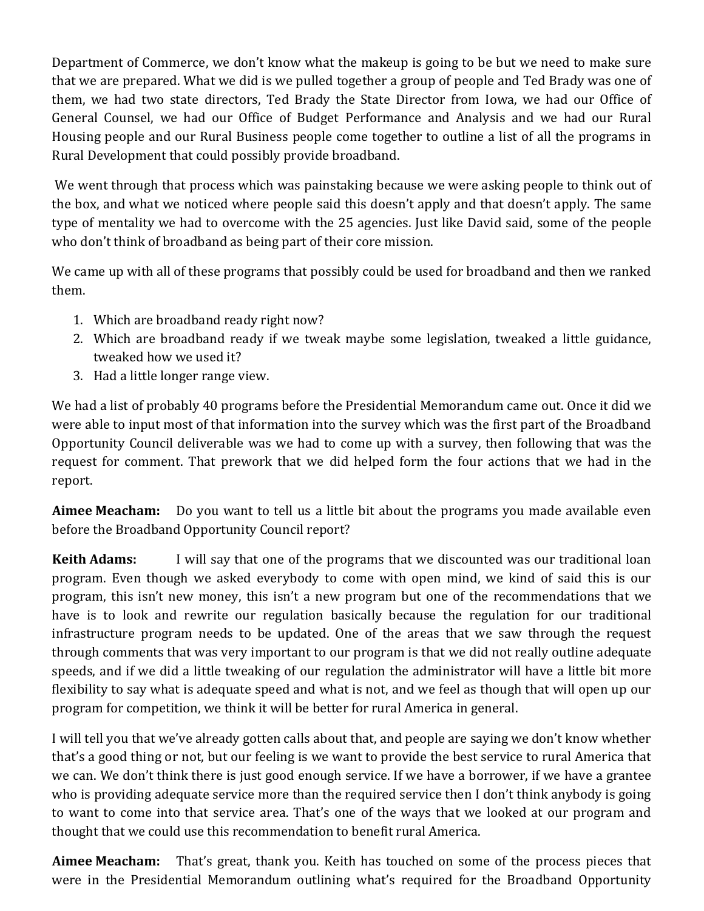Department of Commerce, we don't know what the makeup is going to be but we need to make sure that we are prepared. What we did is we pulled together a group of people and Ted Brady was one of them, we had two state directors, Ted Brady the State Director from Iowa, we had our Office of General Counsel, we had our Office of Budget Performance and Analysis and we had our Rural Housing people and our Rural Business people come together to outline a list of all the programs in Rural Development that could possibly provide broadband.

We went through that process which was painstaking because we were asking people to think out of the box, and what we noticed where people said this doesn't apply and that doesn't apply. The same type of mentality we had to overcome with the 25 agencies. Just like David said, some of the people who don't think of broadband as being part of their core mission.

We came up with all of these programs that possibly could be used for broadband and then we ranked them.

1. Which are broadband ready right now?
2. Which are broadband ready if we tweak maybe some legislation, tweaked a little guidance, tweaked how we used it?
3. Had a little longer range view.

We had a list of probably 40 programs before the Presidential Memorandum came out. Once it did we were able to input most of that information into the survey which was the first part of the Broadband Opportunity Council deliverable was we had to come up with a survey, then following that was the request for comment. That prework that we did helped form the four actions that we had in the report.

**Aimee Meacham:** Do you want to tell us a little bit about the programs you made available even before the Broadband Opportunity Council report?

**Keith Adams:** I will say that one of the programs that we discounted was our traditional loan program. Even though we asked everybody to come with open mind, we kind of said this is our program, this isn't new money, this isn't a new program but one of the recommendations that we have is to look and rewrite our regulation basically because the regulation for our traditional infrastructure program needs to be updated. One of the areas that we saw through the request through comments that was very important to our program is that we did not really outline adequate speeds, and if we did a little tweaking of our regulation the administrator will have a little bit more flexibility to say what is adequate speed and what is not, and we feel as though that will open up our program for competition, we think it will be better for rural America in general.

I will tell you that we've already gotten calls about that, and people are saying we don't know whether that's a good thing or not, but our feeling is we want to provide the best service to rural America that we can. We don't think there is just good enough service. If we have a borrower, if we have a grantee who is providing adequate service more than the required service then I don't think anybody is going to want to come into that service area. That's one of the ways that we looked at our program and thought that we could use this recommendation to benefit rural America.

**Aimee Meacham:** That's great, thank you. Keith has touched on some of the process pieces that were in the Presidential Memorandum outlining what's required for the Broadband Opportunity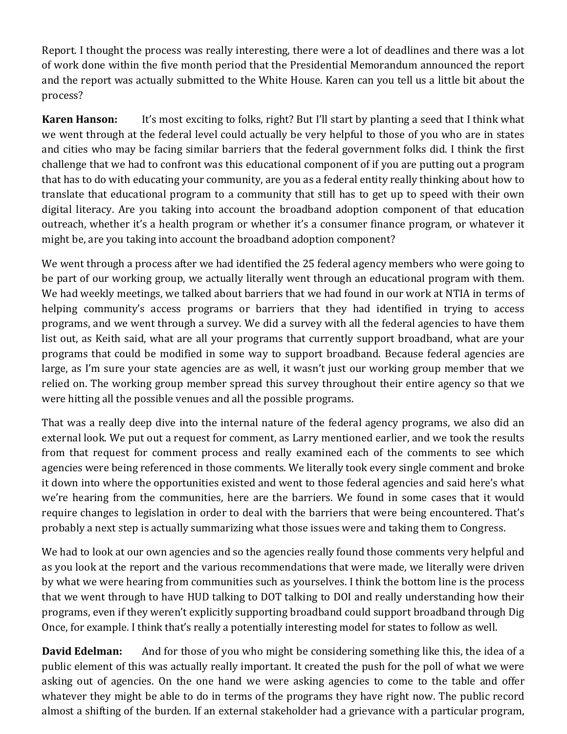Report. I thought the process was really interesting, there were a lot of deadlines and there was a lot of work done within the five month period that the Presidential Memorandum announced the report and the report was actually submitted to the White House. Karen can you tell us a little bit about the process?

**Karen Hanson:** It's most exciting to folks, right? But I'll start by planting a seed that I think what we went through at the federal level could actually be very helpful to those of you who are in states and cities who may be facing similar barriers that the federal government folks did. I think the first challenge that we had to confront was this educational component of if you are putting out a program that has to do with educating your community, are you as a federal entity really thinking about how to translate that educational program to a community that still has to get up to speed with their own digital literacy. Are you taking into account the broadband adoption component of that education outreach, whether it's a health program or whether it's a consumer finance program, or whatever it might be, are you taking into account the broadband adoption component?

We went through a process after we had identified the 25 federal agency members who were going to be part of our working group, we actually literally went through an educational program with them. We had weekly meetings, we talked about barriers that we had found in our work at NTIA in terms of helping community's access programs or barriers that they had identified in trying to access programs, and we went through a survey. We did a survey with all the federal agencies to have them list out, as Keith said, what are all your programs that currently support broadband, what are your programs that could be modified in some way to support broadband. Because federal agencies are large, as I'm sure your state agencies are as well, it wasn't just our working group member that we relied on. The working group member spread this survey throughout their entire agency so that we were hitting all the possible venues and all the possible programs.

That was a really deep dive into the internal nature of the federal agency programs, we also did an external look. We put out a request for comment, as Larry mentioned earlier, and we took the results from that request for comment process and really examined each of the comments to see which agencies were being referenced in those comments. We literally took every single comment and broke it down into where the opportunities existed and went to those federal agencies and said here's what we're hearing from the communities, here are the barriers. We found in some cases that it would require changes to legislation in order to deal with the barriers that were being encountered. That's probably a next step is actually summarizing what those issues were and taking them to Congress.

We had to look at our own agencies and so the agencies really found those comments very helpful and as you look at the report and the various recommendations that were made, we literally were driven by what we were hearing from communities such as yourselves. I think the bottom line is the process that we went through to have HUD talking to DOT talking to DOI and really understanding how their programs, even if they weren't explicitly supporting broadband could support broadband through Dig Once, for example. I think that's really a potentially interesting model for states to follow as well.

**David Edelman:** And for those of you who might be considering something like this, the idea of a public element of this was actually really important. It created the push for the poll of what we were asking out of agencies. On the one hand we were asking agencies to come to the table and offer whatever they might be able to do in terms of the programs they have right now. The public record almost a shifting of the burden. If an external stakeholder had a grievance with a particular program,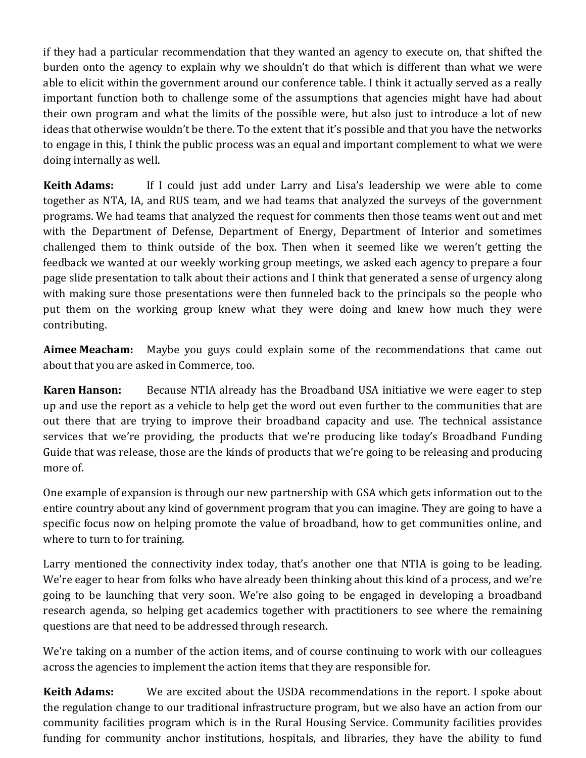if they had a particular recommendation that they wanted an agency to execute on, that shifted the burden onto the agency to explain why we shouldn't do that which is different than what we were able to elicit within the government around our conference table. I think it actually served as a really important function both to challenge some of the assumptions that agencies might have had about their own program and what the limits of the possible were, but also just to introduce a lot of new ideas that otherwise wouldn't be there. To the extent that it's possible and that you have the networks to engage in this, I think the public process was an equal and important complement to what we were doing internally as well.

**Keith Adams:** If I could just add under Larry and Lisa's leadership we were able to come together as NTA, IA, and RUS team, and we had teams that analyzed the surveys of the government programs. We had teams that analyzed the request for comments then those teams went out and met with the Department of Defense, Department of Energy, Department of Interior and sometimes challenged them to think outside of the box. Then when it seemed like we weren't getting the feedback we wanted at our weekly working group meetings, we asked each agency to prepare a four page slide presentation to talk about their actions and I think that generated a sense of urgency along with making sure those presentations were then funneled back to the principals so the people who put them on the working group knew what they were doing and knew how much they were contributing.

**Aimee Meacham:** Maybe you guys could explain some of the recommendations that came out about that you are asked in Commerce, too.

**Karen Hanson:** Because NTIA already has the Broadband USA initiative we were eager to step up and use the report as a vehicle to help get the word out even further to the communities that are out there that are trying to improve their broadband capacity and use. The technical assistance services that we're providing, the products that we're producing like today's Broadband Funding Guide that was release, those are the kinds of products that we're going to be releasing and producing more of.

One example of expansion is through our new partnership with GSA which gets information out to the entire country about any kind of government program that you can imagine. They are going to have a specific focus now on helping promote the value of broadband, how to get communities online, and where to turn to for training.

Larry mentioned the connectivity index today, that's another one that NTIA is going to be leading. We're eager to hear from folks who have already been thinking about this kind of a process, and we're going to be launching that very soon. We're also going to be engaged in developing a broadband research agenda, so helping get academics together with practitioners to see where the remaining questions are that need to be addressed through research.

We're taking on a number of the action items, and of course continuing to work with our colleagues across the agencies to implement the action items that they are responsible for.

**Keith Adams:** We are excited about the USDA recommendations in the report. I spoke about the regulation change to our traditional infrastructure program, but we also have an action from our community facilities program which is in the Rural Housing Service. Community facilities provides funding for community anchor institutions, hospitals, and libraries, they have the ability to fund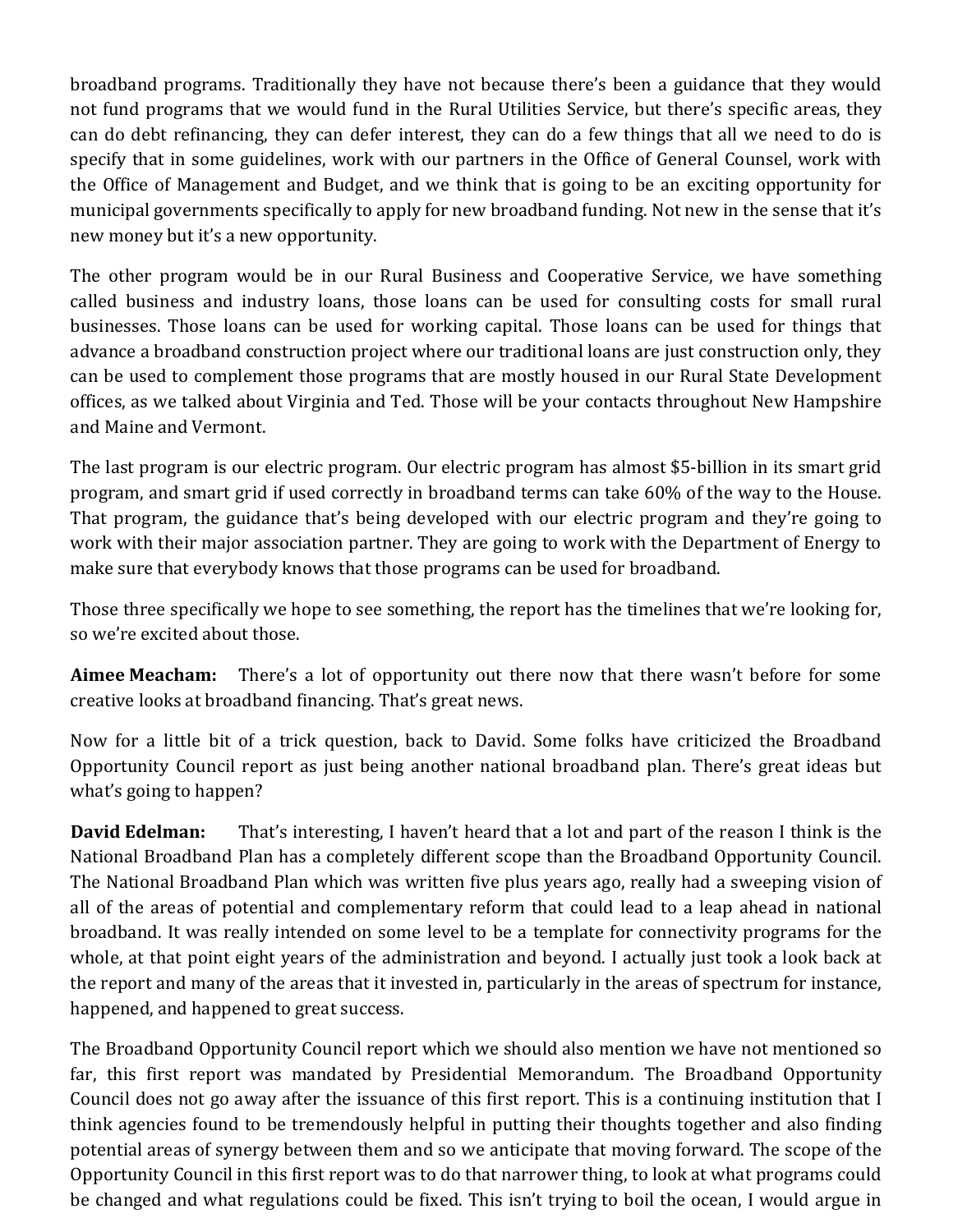broadband programs. Traditionally they have not because there's been a guidance that they would not fund programs that we would fund in the Rural Utilities Service, but there's specific areas, they can do debt refinancing, they can defer interest, they can do a few things that all we need to do is specify that in some guidelines, work with our partners in the Office of General Counsel, work with the Office of Management and Budget, and we think that is going to be an exciting opportunity for municipal governments specifically to apply for new broadband funding. Not new in the sense that it's new money but it's a new opportunity.

The other program would be in our Rural Business and Cooperative Service, we have something called business and industry loans, those loans can be used for consulting costs for small rural businesses. Those loans can be used for working capital. Those loans can be used for things that advance a broadband construction project where our traditional loans are just construction only, they can be used to complement those programs that are mostly housed in our Rural State Development offices, as we talked about Virginia and Ted. Those will be your contacts throughout New Hampshire and Maine and Vermont.

The last program is our electric program. Our electric program has almost $5-billion in its smart grid program, and smart grid if used correctly in broadband terms can take 60% of the way to the House. That program, the guidance that's being developed with our electric program and they're going to work with their major association partner. They are going to work with the Department of Energy to make sure that everybody knows that those programs can be used for broadband.

Those three specifically we hope to see something, the report has the timelines that we're looking for, so we're excited about those.

**Aimee Meacham:** There's a lot of opportunity out there now that there wasn't before for some creative looks at broadband financing. That's great news.

Now for a little bit of a trick question, back to David. Some folks have criticized the Broadband Opportunity Council report as just being another national broadband plan. There's great ideas but what's going to happen?

**David Edelman:** That's interesting, I haven't heard that a lot and part of the reason I think is the National Broadband Plan has a completely different scope than the Broadband Opportunity Council. The National Broadband Plan which was written five plus years ago, really had a sweeping vision of all of the areas of potential and complementary reform that could lead to a leap ahead in national broadband. It was really intended on some level to be a template for connectivity programs for the whole, at that point eight years of the administration and beyond. I actually just took a look back at the report and many of the areas that it invested in, particularly in the areas of spectrum for instance, happened, and happened to great success.

The Broadband Opportunity Council report which we should also mention we have not mentioned so far, this first report was mandated by Presidential Memorandum. The Broadband Opportunity Council does not go away after the issuance of this first report. This is a continuing institution that I think agencies found to be tremendously helpful in putting their thoughts together and also finding potential areas of synergy between them and so we anticipate that moving forward. The scope of the Opportunity Council in this first report was to do that narrower thing, to look at what programs could be changed and what regulations could be fixed. This isn't trying to boil the ocean, I would argue in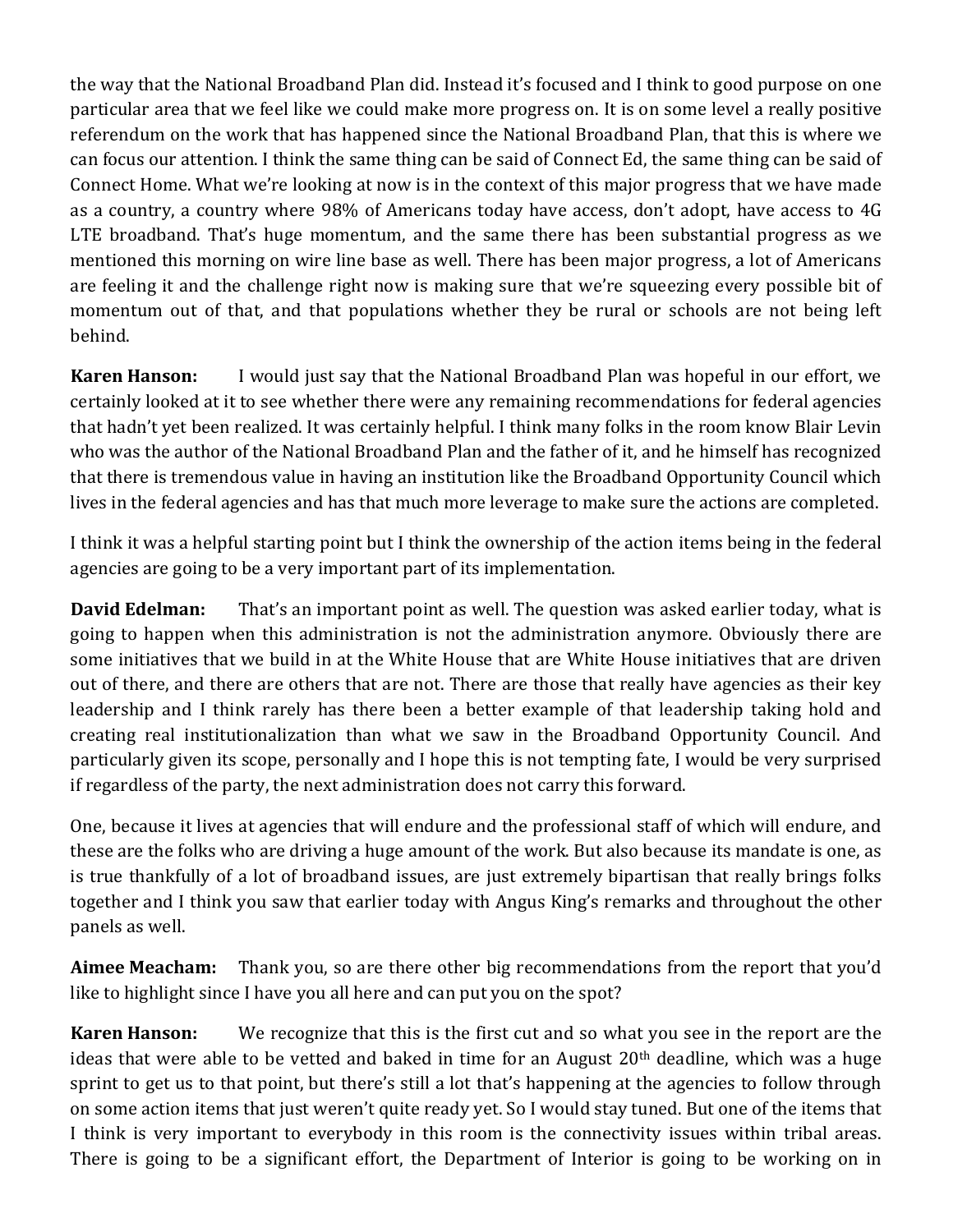the way that the National Broadband Plan did. Instead it's focused and I think to good purpose on one particular area that we feel like we could make more progress on. It is on some level a really positive referendum on the work that has happened since the National Broadband Plan, that this is where we can focus our attention. I think the same thing can be said of Connect Ed, the same thing can be said of Connect Home. What we're looking at now is in the context of this major progress that we have made as a country, a country where 98% of Americans today have access, don't adopt, have access to 4G LTE broadband. That's huge momentum, and the same there has been substantial progress as we mentioned this morning on wire line base as well. There has been major progress, a lot of Americans are feeling it and the challenge right now is making sure that we're squeezing every possible bit of momentum out of that, and that populations whether they be rural or schools are not being left behind.

**Karen Hanson:** I would just say that the National Broadband Plan was hopeful in our effort, we certainly looked at it to see whether there were any remaining recommendations for federal agencies that hadn't yet been realized. It was certainly helpful. I think many folks in the room know Blair Levin who was the author of the National Broadband Plan and the father of it, and he himself has recognized that there is tremendous value in having an institution like the Broadband Opportunity Council which lives in the federal agencies and has that much more leverage to make sure the actions are completed.

I think it was a helpful starting point but I think the ownership of the action items being in the federal agencies are going to be a very important part of its implementation.

**David Edelman:** That's an important point as well. The question was asked earlier today, what is going to happen when this administration is not the administration anymore. Obviously there are some initiatives that we build in at the White House that are White House initiatives that are driven out of there, and there are others that are not. There are those that really have agencies as their key leadership and I think rarely has there been a better example of that leadership taking hold and creating real institutionalization than what we saw in the Broadband Opportunity Council. And particularly given its scope, personally and I hope this is not tempting fate, I would be very surprised if regardless of the party, the next administration does not carry this forward.

One, because it lives at agencies that will endure and the professional staff of which will endure, and these are the folks who are driving a huge amount of the work. But also because its mandate is one, as is true thankfully of a lot of broadband issues, are just extremely bipartisan that really brings folks together and I think you saw that earlier today with Angus King's remarks and throughout the other panels as well.

**Aimee Meacham:** Thank you, so are there other big recommendations from the report that you'd like to highlight since I have you all here and can put you on the spot?

**Karen Hanson:** We recognize that this is the first cut and so what you see in the report are the ideas that were able to be vetted and baked in time for an August 20th deadline, which was a huge sprint to get us to that point, but there's still a lot that's happening at the agencies to follow through on some action items that just weren't quite ready yet. So I would stay tuned. But one of the items that I think is very important to everybody in this room is the connectivity issues within tribal areas. There is going to be a significant effort, the Department of Interior is going to be working on in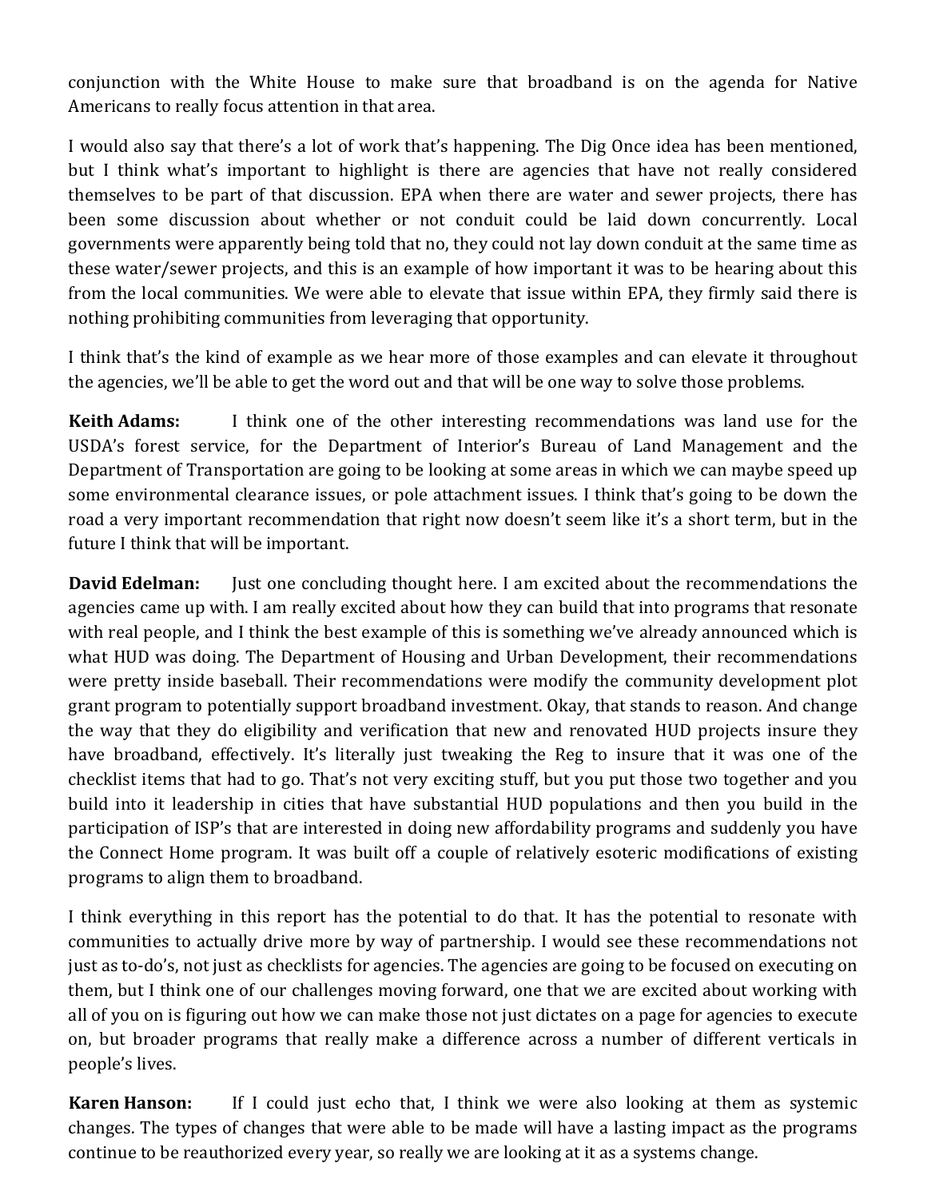conjunction with the White House to make sure that broadband is on the agenda for Native Americans to really focus attention in that area.

I would also say that there's a lot of work that's happening. The Dig Once idea has been mentioned, but I think what's important to highlight is there are agencies that have not really considered themselves to be part of that discussion. EPA when there are water and sewer projects, there has been some discussion about whether or not conduit could be laid down concurrently. Local governments were apparently being told that no, they could not lay down conduit at the same time as these water/sewer projects, and this is an example of how important it was to be hearing about this from the local communities. We were able to elevate that issue within EPA, they firmly said there is nothing prohibiting communities from leveraging that opportunity.

I think that's the kind of example as we hear more of those examples and can elevate it throughout the agencies, we'll be able to get the word out and that will be one way to solve those problems.

**Keith Adams:** I think one of the other interesting recommendations was land use for the USDA's forest service, for the Department of Interior's Bureau of Land Management and the Department of Transportation are going to be looking at some areas in which we can maybe speed up some environmental clearance issues, or pole attachment issues. I think that's going to be down the road a very important recommendation that right now doesn't seem like it's a short term, but in the future I think that will be important.

**David Edelman:** Just one concluding thought here. I am excited about the recommendations the agencies came up with. I am really excited about how they can build that into programs that resonate with real people, and I think the best example of this is something we've already announced which is what HUD was doing. The Department of Housing and Urban Development, their recommendations were pretty inside baseball. Their recommendations were modify the community development plot grant program to potentially support broadband investment. Okay, that stands to reason. And change the way that they do eligibility and verification that new and renovated HUD projects insure they have broadband, effectively. It's literally just tweaking the Reg to insure that it was one of the checklist items that had to go. That's not very exciting stuff, but you put those two together and you build into it leadership in cities that have substantial HUD populations and then you build in the participation of ISP's that are interested in doing new affordability programs and suddenly you have the Connect Home program. It was built off a couple of relatively esoteric modifications of existing programs to align them to broadband.

I think everything in this report has the potential to do that. It has the potential to resonate with communities to actually drive more by way of partnership. I would see these recommendations not just as to-do's, not just as checklists for agencies. The agencies are going to be focused on executing on them, but I think one of our challenges moving forward, one that we are excited about working with all of you on is figuring out how we can make those not just dictates on a page for agencies to execute on, but broader programs that really make a difference across a number of different verticals in people's lives.

**Karen Hanson:** If I could just echo that, I think we were also looking at them as systemic changes. The types of changes that were able to be made will have a lasting impact as the programs continue to be reauthorized every year, so really we are looking at it as a systems change.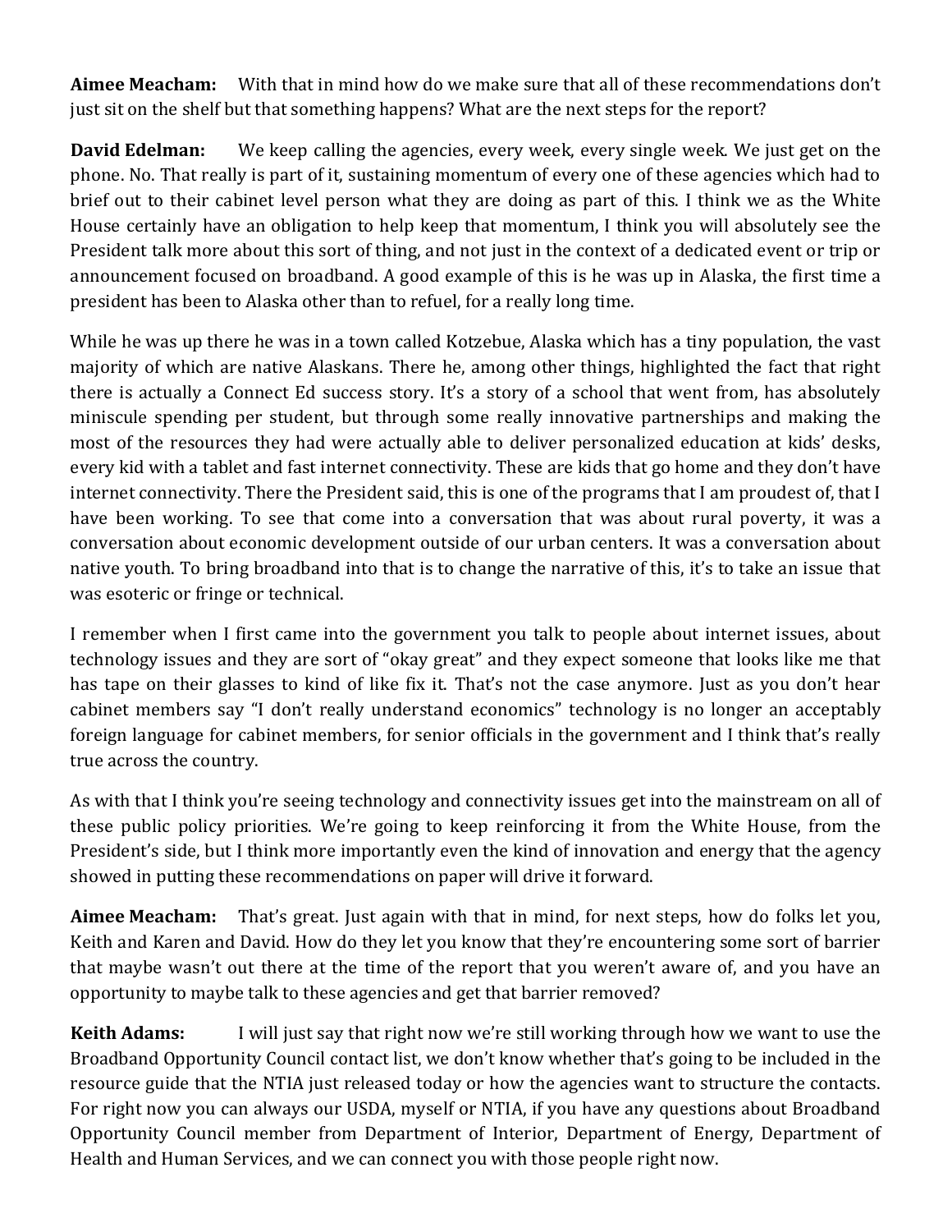**Aimee Meacham:** With that in mind how do we make sure that all of these recommendations don't just sit on the shelf but that something happens? What are the next steps for the report?

**David Edelman:** We keep calling the agencies, every week, every single week. We just get on the phone. No. That really is part of it, sustaining momentum of every one of these agencies which had to brief out to their cabinet level person what they are doing as part of this. I think we as the White House certainly have an obligation to help keep that momentum, I think you will absolutely see the President talk more about this sort of thing, and not just in the context of a dedicated event or trip or announcement focused on broadband. A good example of this is he was up in Alaska, the first time a president has been to Alaska other than to refuel, for a really long time.

While he was up there he was in a town called Kotzebue, Alaska which has a tiny population, the vast majority of which are native Alaskans. There he, among other things, highlighted the fact that right there is actually a Connect Ed success story. It's a story of a school that went from, has absolutely miniscule spending per student, but through some really innovative partnerships and making the most of the resources they had were actually able to deliver personalized education at kids' desks, every kid with a tablet and fast internet connectivity. These are kids that go home and they don't have internet connectivity. There the President said, this is one of the programs that I am proudest of, that I have been working. To see that come into a conversation that was about rural poverty, it was a conversation about economic development outside of our urban centers. It was a conversation about native youth. To bring broadband into that is to change the narrative of this, it's to take an issue that was esoteric or fringe or technical.

I remember when I first came into the government you talk to people about internet issues, about technology issues and they are sort of "okay great" and they expect someone that looks like me that has tape on their glasses to kind of like fix it. That's not the case anymore. Just as you don't hear cabinet members say "I don't really understand economics" technology is no longer an acceptably foreign language for cabinet members, for senior officials in the government and I think that's really true across the country.

As with that I think you're seeing technology and connectivity issues get into the mainstream on all of these public policy priorities. We're going to keep reinforcing it from the White House, from the President's side, but I think more importantly even the kind of innovation and energy that the agency showed in putting these recommendations on paper will drive it forward.

**Aimee Meacham:** That's great. Just again with that in mind, for next steps, how do folks let you, Keith and Karen and David. How do they let you know that they're encountering some sort of barrier that maybe wasn't out there at the time of the report that you weren't aware of, and you have an opportunity to maybe talk to these agencies and get that barrier removed?

**Keith Adams:** I will just say that right now we're still working through how we want to use the Broadband Opportunity Council contact list, we don't know whether that's going to be included in the resource guide that the NTIA just released today or how the agencies want to structure the contacts. For right now you can always our USDA, myself or NTIA, if you have any questions about Broadband Opportunity Council member from Department of Interior, Department of Energy, Department of Health and Human Services, and we can connect you with those people right now.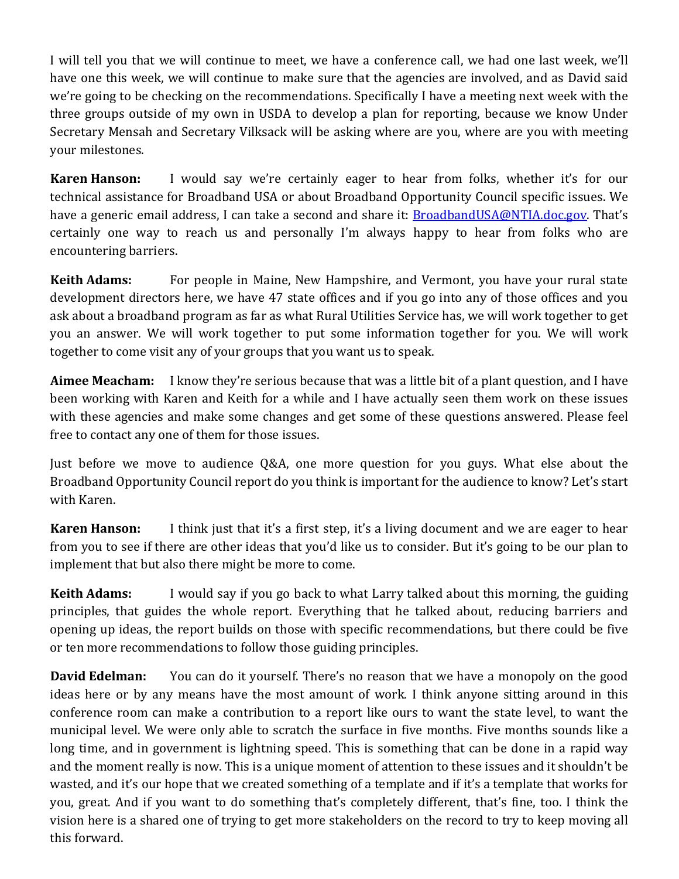I will tell you that we will continue to meet, we have a conference call, we had one last week, we'll have one this week, we will continue to make sure that the agencies are involved, and as David said we're going to be checking on the recommendations. Specifically I have a meeting next week with the three groups outside of my own in USDA to develop a plan for reporting, because we know Under Secretary Mensah and Secretary Vilksack will be asking where are you, where are you with meeting your milestones.

**Karen Hanson:** I would say we're certainly eager to hear from folks, whether it's for our technical assistance for Broadband USA or about Broadband Opportunity Council specific issues. We have a generic email address, I can take a second and share it: BroadbandUSA@NTIA.doc.gov. That's certainly one way to reach us and personally I'm always happy to hear from folks who are encountering barriers.

**Keith Adams:** For people in Maine, New Hampshire, and Vermont, you have your rural state development directors here, we have 47 state offices and if you go into any of those offices and you ask about a broadband program as far as what Rural Utilities Service has, we will work together to get you an answer. We will work together to put some information together for you. We will work together to come visit any of your groups that you want us to speak.

**Aimee Meacham:** I know they're serious because that was a little bit of a plant question, and I have been working with Karen and Keith for a while and I have actually seen them work on these issues with these agencies and make some changes and get some of these questions answered. Please feel free to contact any one of them for those issues.

Just before we move to audience Q&A, one more question for you guys. What else about the Broadband Opportunity Council report do you think is important for the audience to know? Let's start with Karen.

**Karen Hanson:** I think just that it's a first step, it's a living document and we are eager to hear from you to see if there are other ideas that you'd like us to consider. But it's going to be our plan to implement that but also there might be more to come.

**Keith Adams:** I would say if you go back to what Larry talked about this morning, the guiding principles, that guides the whole report. Everything that he talked about, reducing barriers and opening up ideas, the report builds on those with specific recommendations, but there could be five or ten more recommendations to follow those guiding principles.

**David Edelman:** You can do it yourself. There's no reason that we have a monopoly on the good ideas here or by any means have the most amount of work. I think anyone sitting around in this conference room can make a contribution to a report like ours to want the state level, to want the municipal level. We were only able to scratch the surface in five months. Five months sounds like a long time, and in government is lightning speed. This is something that can be done in a rapid way and the moment really is now. This is a unique moment of attention to these issues and it shouldn't be wasted, and it's our hope that we created something of a template and if it's a template that works for you, great. And if you want to do something that's completely different, that's fine, too. I think the vision here is a shared one of trying to get more stakeholders on the record to try to keep moving all this forward.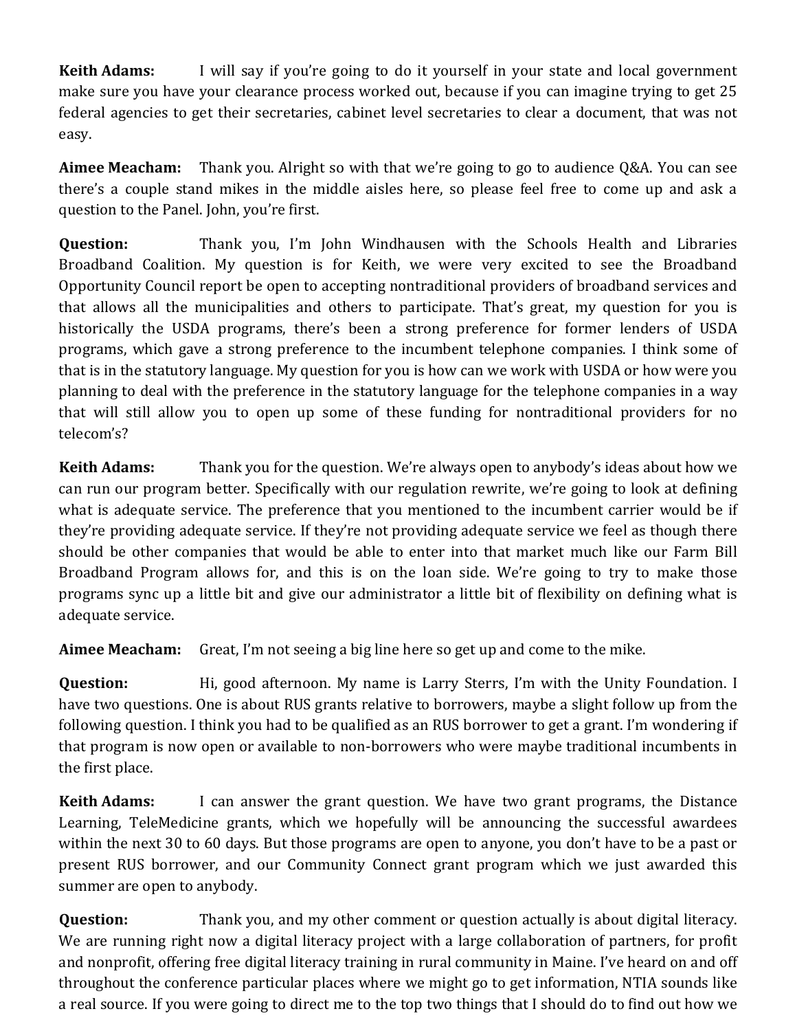**Keith Adams:** I will say if you're going to do it yourself in your state and local government make sure you have your clearance process worked out, because if you can imagine trying to get 25 federal agencies to get their secretaries, cabinet level secretaries to clear a document, that was not easy.

**Aimee Meacham:** Thank you. Alright so with that we're going to go to audience Q&A. You can see there's a couple stand mikes in the middle aisles here, so please feel free to come up and ask a question to the Panel. John, you're first.

**Question:** Thank you, I'm John Windhausen with the Schools Health and Libraries Broadband Coalition. My question is for Keith, we were very excited to see the Broadband Opportunity Council report be open to accepting nontraditional providers of broadband services and that allows all the municipalities and others to participate. That's great, my question for you is historically the USDA programs, there's been a strong preference for former lenders of USDA programs, which gave a strong preference to the incumbent telephone companies. I think some of that is in the statutory language. My question for you is how can we work with USDA or how were you planning to deal with the preference in the statutory language for the telephone companies in a way that will still allow you to open up some of these funding for nontraditional providers for no telecom's?

**Keith Adams:** Thank you for the question. We're always open to anybody's ideas about how we can run our program better. Specifically with our regulation rewrite, we're going to look at defining what is adequate service. The preference that you mentioned to the incumbent carrier would be if they're providing adequate service. If they're not providing adequate service we feel as though there should be other companies that would be able to enter into that market much like our Farm Bill Broadband Program allows for, and this is on the loan side. We're going to try to make those programs sync up a little bit and give our administrator a little bit of flexibility on defining what is adequate service.

**Aimee Meacham:** Great, I'm not seeing a big line here so get up and come to the mike.

**Question:** Hi, good afternoon. My name is Larry Sterrs, I'm with the Unity Foundation. I have two questions. One is about RUS grants relative to borrowers, maybe a slight follow up from the following question. I think you had to be qualified as an RUS borrower to get a grant. I'm wondering if that program is now open or available to non-borrowers who were maybe traditional incumbents in the first place.

**Keith Adams:** I can answer the grant question. We have two grant programs, the Distance Learning, TeleMedicine grants, which we hopefully will be announcing the successful awardees within the next 30 to 60 days. But those programs are open to anyone, you don't have to be a past or present RUS borrower, and our Community Connect grant program which we just awarded this summer are open to anybody.

**Question:** Thank you, and my other comment or question actually is about digital literacy. We are running right now a digital literacy project with a large collaboration of partners, for profit and nonprofit, offering free digital literacy training in rural community in Maine. I've heard on and off throughout the conference particular places where we might go to get information, NTIA sounds like a real source. If you were going to direct me to the top two things that I should do to find out how we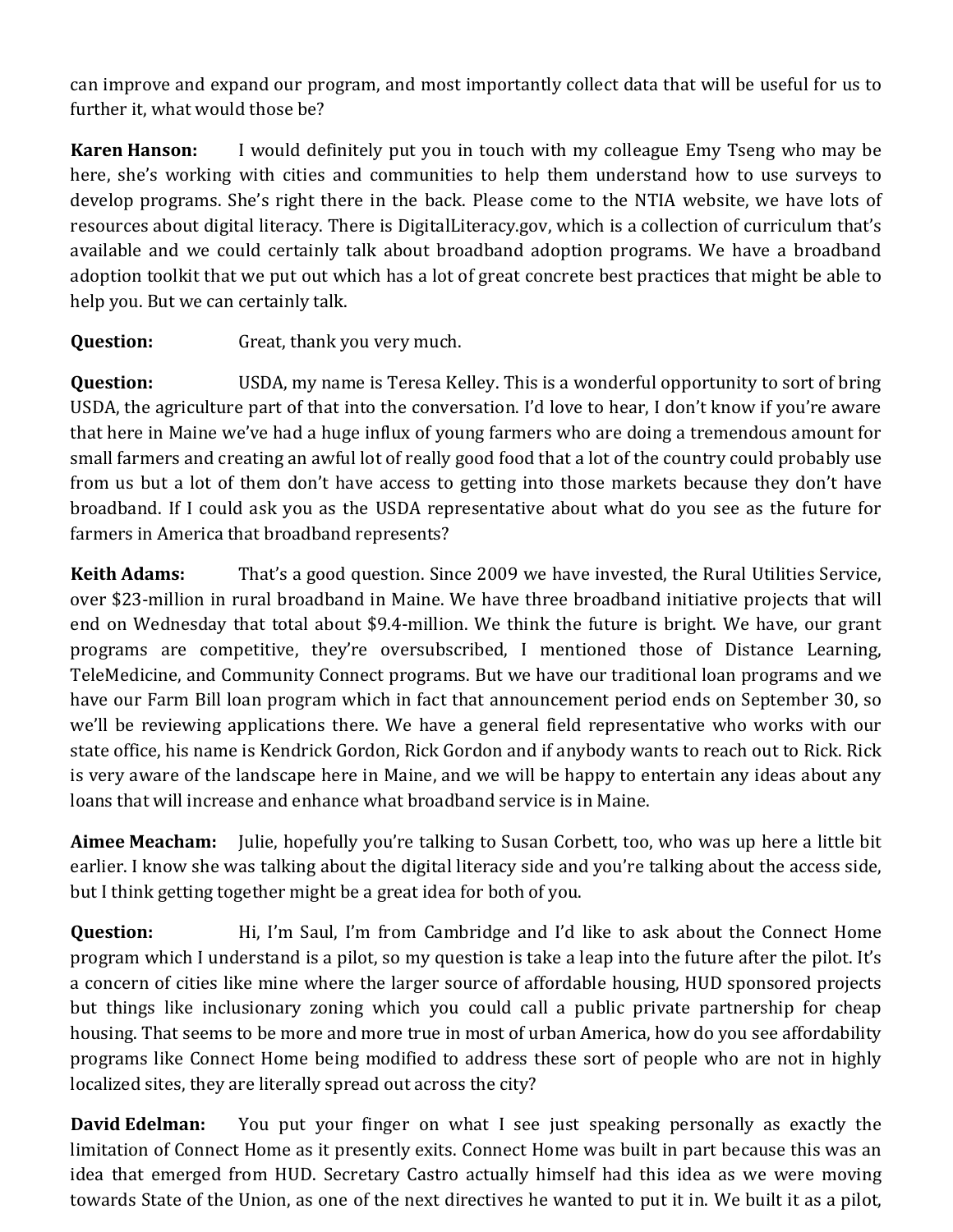can improve and expand our program, and most importantly collect data that will be useful for us to further it, what would those be?

**Karen Hanson:** I would definitely put you in touch with my colleague Emy Tseng who may be here, she's working with cities and communities to help them understand how to use surveys to develop programs. She's right there in the back. Please come to the NTIA website, we have lots of resources about digital literacy. There is DigitalLiteracy.gov, which is a collection of curriculum that's available and we could certainly talk about broadband adoption programs. We have a broadband adoption toolkit that we put out which has a lot of great concrete best practices that might be able to help you. But we can certainly talk.

**Question:** Great, thank you very much.

**Question:** USDA, my name is Teresa Kelley. This is a wonderful opportunity to sort of bring USDA, the agriculture part of that into the conversation. I'd love to hear, I don't know if you're aware that here in Maine we've had a huge influx of young farmers who are doing a tremendous amount for small farmers and creating an awful lot of really good food that a lot of the country could probably use from us but a lot of them don't have access to getting into those markets because they don't have broadband. If I could ask you as the USDA representative about what do you see as the future for farmers in America that broadband represents?

**Keith Adams:** That's a good question. Since 2009 we have invested, the Rural Utilities Service, over $23-million in rural broadband in Maine. We have three broadband initiative projects that will end on Wednesday that total about $9.4-million. We think the future is bright. We have, our grant programs are competitive, they're oversubscribed, I mentioned those of Distance Learning, TeleMedicine, and Community Connect programs. But we have our traditional loan programs and we have our Farm Bill loan program which in fact that announcement period ends on September 30, so we'll be reviewing applications there. We have a general field representative who works with our state office, his name is Kendrick Gordon, Rick Gordon and if anybody wants to reach out to Rick. Rick is very aware of the landscape here in Maine, and we will be happy to entertain any ideas about any loans that will increase and enhance what broadband service is in Maine.

**Aimee Meacham:** Julie, hopefully you're talking to Susan Corbett, too, who was up here a little bit earlier. I know she was talking about the digital literacy side and you're talking about the access side, but I think getting together might be a great idea for both of you.

**Question:** Hi, I'm Saul, I'm from Cambridge and I'd like to ask about the Connect Home program which I understand is a pilot, so my question is take a leap into the future after the pilot. It's a concern of cities like mine where the larger source of affordable housing, HUD sponsored projects but things like inclusionary zoning which you could call a public private partnership for cheap housing. That seems to be more and more true in most of urban America, how do you see affordability programs like Connect Home being modified to address these sort of people who are not in highly localized sites, they are literally spread out across the city?

**David Edelman:** You put your finger on what I see just speaking personally as exactly the limitation of Connect Home as it presently exits. Connect Home was built in part because this was an idea that emerged from HUD. Secretary Castro actually himself had this idea as we were moving towards State of the Union, as one of the next directives he wanted to put it in. We built it as a pilot,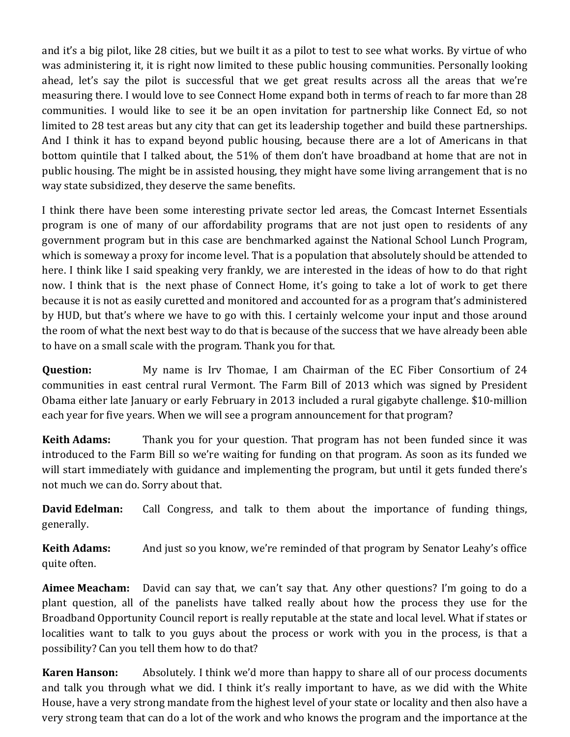and it's a big pilot, like 28 cities, but we built it as a pilot to test to see what works. By virtue of who was administering it, it is right now limited to these public housing communities. Personally looking ahead, let's say the pilot is successful that we get great results across all the areas that we're measuring there. I would love to see Connect Home expand both in terms of reach to far more than 28 communities. I would like to see it be an open invitation for partnership like Connect Ed, so not limited to 28 test areas but any city that can get its leadership together and build these partnerships. And I think it has to expand beyond public housing, because there are a lot of Americans in that bottom quintile that I talked about, the 51% of them don't have broadband at home that are not in public housing. The might be in assisted housing, they might have some living arrangement that is no way state subsidized, they deserve the same benefits.

I think there have been some interesting private sector led areas, the Comcast Internet Essentials program is one of many of our affordability programs that are not just open to residents of any government program but in this case are benchmarked against the National School Lunch Program, which is someway a proxy for income level. That is a population that absolutely should be attended to here. I think like I said speaking very frankly, we are interested in the ideas of how to do that right now. I think that is the next phase of Connect Home, it's going to take a lot of work to get there because it is not as easily curetted and monitored and accounted for as a program that's administered by HUD, but that's where we have to go with this. I certainly welcome your input and those around the room of what the next best way to do that is because of the success that we have already been able to have on a small scale with the program. Thank you for that.

**Question:** My name is Irv Thomae, I am Chairman of the EC Fiber Consortium of 24 communities in east central rural Vermont. The Farm Bill of 2013 which was signed by President Obama either late January or early February in 2013 included a rural gigabyte challenge. $10-million each year for five years. When we will see a program announcement for that program?

**Keith Adams:** Thank you for your question. That program has not been funded since it was introduced to the Farm Bill so we're waiting for funding on that program. As soon as its funded we will start immediately with guidance and implementing the program, but until it gets funded there's not much we can do. Sorry about that.

**David Edelman:** Call Congress, and talk to them about the importance of funding things, generally.

**Keith Adams:** And just so you know, we're reminded of that program by Senator Leahy's office quite often.

**Aimee Meacham:** David can say that, we can't say that. Any other questions? I'm going to do a plant question, all of the panelists have talked really about how the process they use for the Broadband Opportunity Council report is really reputable at the state and local level. What if states or localities want to talk to you guys about the process or work with you in the process, is that a possibility? Can you tell them how to do that?

**Karen Hanson:** Absolutely. I think we'd more than happy to share all of our process documents and talk you through what we did. I think it's really important to have, as we did with the White House, have a very strong mandate from the highest level of your state or locality and then also have a very strong team that can do a lot of the work and who knows the program and the importance at the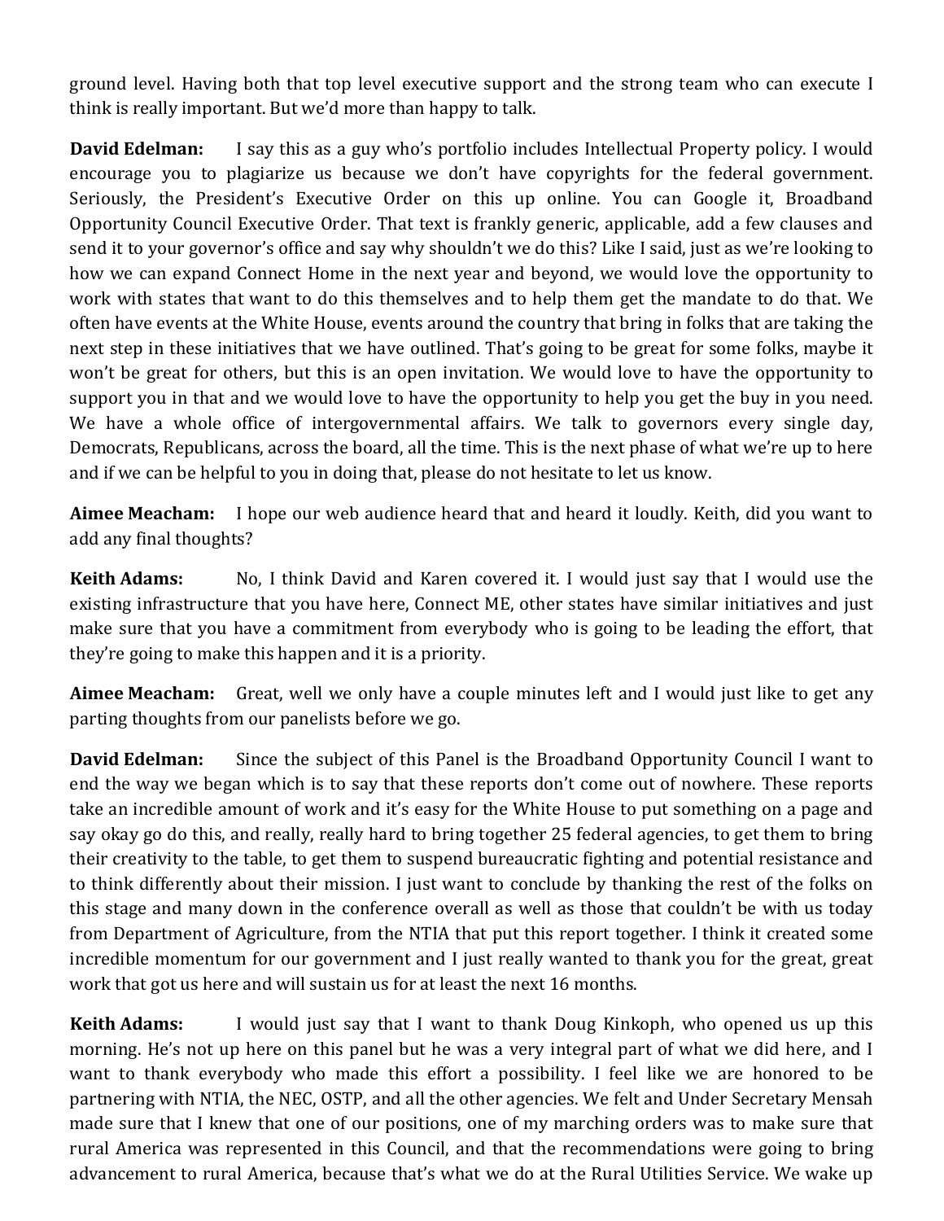ground level. Having both that top level executive support and the strong team who can execute I think is really important. But we'd more than happy to talk.

**David Edelman:** I say this as a guy who's portfolio includes Intellectual Property policy. I would encourage you to plagiarize us because we don't have copyrights for the federal government. Seriously, the President's Executive Order on this up online. You can Google it, Broadband Opportunity Council Executive Order. That text is frankly generic, applicable, add a few clauses and send it to your governor's office and say why shouldn't we do this? Like I said, just as we're looking to how we can expand Connect Home in the next year and beyond, we would love the opportunity to work with states that want to do this themselves and to help them get the mandate to do that. We often have events at the White House, events around the country that bring in folks that are taking the next step in these initiatives that we have outlined. That's going to be great for some folks, maybe it won't be great for others, but this is an open invitation. We would love to have the opportunity to support you in that and we would love to have the opportunity to help you get the buy in you need. We have a whole office of intergovernmental affairs. We talk to governors every single day, Democrats, Republicans, across the board, all the time. This is the next phase of what we're up to here and if we can be helpful to you in doing that, please do not hesitate to let us know.

**Aimee Meacham:** I hope our web audience heard that and heard it loudly. Keith, did you want to add any final thoughts?

**Keith Adams:** No, I think David and Karen covered it. I would just say that I would use the existing infrastructure that you have here, Connect ME, other states have similar initiatives and just make sure that you have a commitment from everybody who is going to be leading the effort, that they're going to make this happen and it is a priority.

**Aimee Meacham:** Great, well we only have a couple minutes left and I would just like to get any parting thoughts from our panelists before we go.

**David Edelman:** Since the subject of this Panel is the Broadband Opportunity Council I want to end the way we began which is to say that these reports don't come out of nowhere. These reports take an incredible amount of work and it's easy for the White House to put something on a page and say okay go do this, and really, really hard to bring together 25 federal agencies, to get them to bring their creativity to the table, to get them to suspend bureaucratic fighting and potential resistance and to think differently about their mission. I just want to conclude by thanking the rest of the folks on this stage and many down in the conference overall as well as those that couldn't be with us today from Department of Agriculture, from the NTIA that put this report together. I think it created some incredible momentum for our government and I just really wanted to thank you for the great, great work that got us here and will sustain us for at least the next 16 months.

**Keith Adams:** I would just say that I want to thank Doug Kinkoph, who opened us up this morning. He's not up here on this panel but he was a very integral part of what we did here, and I want to thank everybody who made this effort a possibility. I feel like we are honored to be partnering with NTIA, the NEC, OSTP, and all the other agencies. We felt and Under Secretary Mensah made sure that I knew that one of our positions, one of my marching orders was to make sure that rural America was represented in this Council, and that the recommendations were going to bring advancement to rural America, because that's what we do at the Rural Utilities Service. We wake up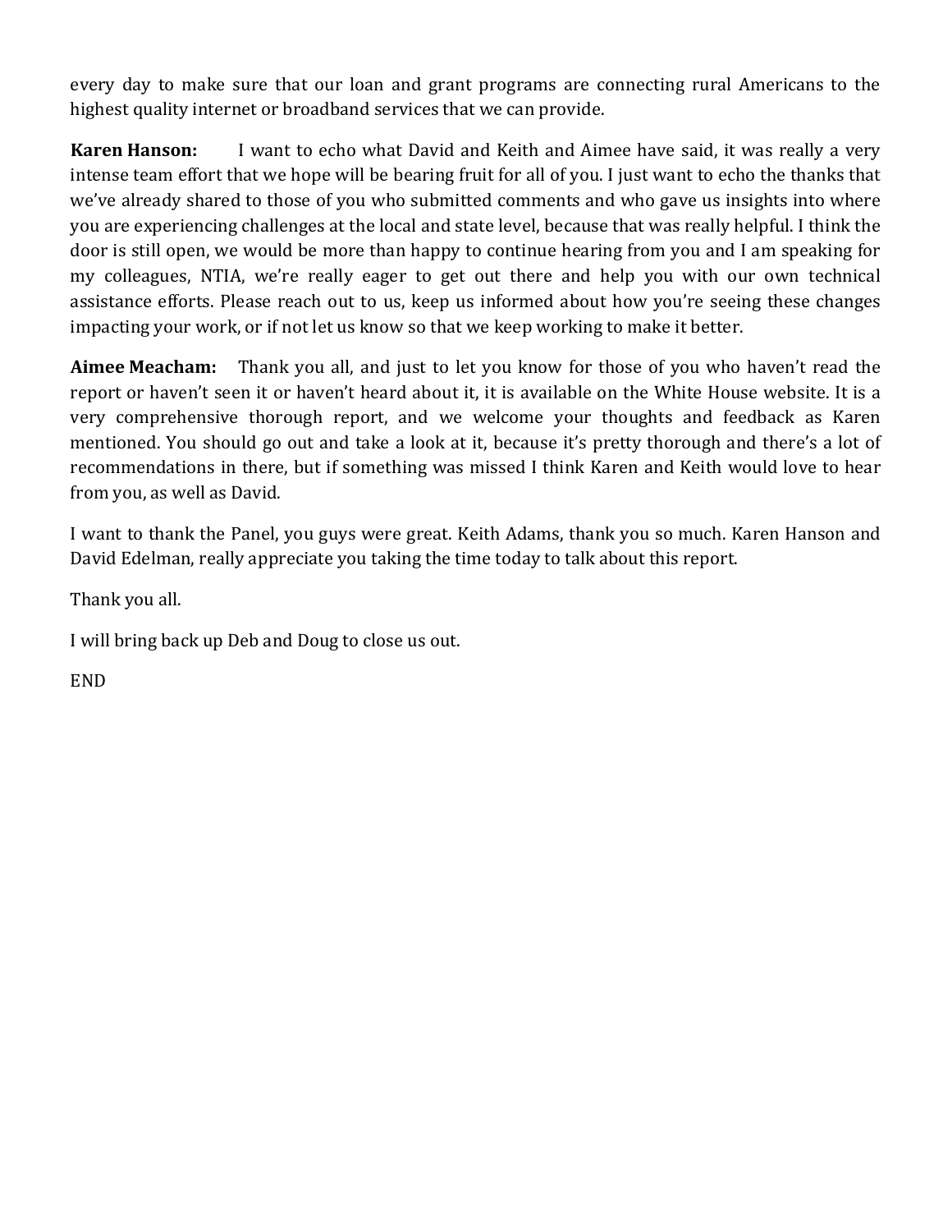every day to make sure that our loan and grant programs are connecting rural Americans to the highest quality internet or broadband services that we can provide.

**Karen Hanson:** I want to echo what David and Keith and Aimee have said, it was really a very intense team effort that we hope will be bearing fruit for all of you. I just want to echo the thanks that we've already shared to those of you who submitted comments and who gave us insights into where you are experiencing challenges at the local and state level, because that was really helpful. I think the door is still open, we would be more than happy to continue hearing from you and I am speaking for my colleagues, NTIA, we're really eager to get out there and help you with our own technical assistance efforts. Please reach out to us, keep us informed about how you're seeing these changes impacting your work, or if not let us know so that we keep working to make it better.

**Aimee Meacham:** Thank you all, and just to let you know for those of you who haven't read the report or haven't seen it or haven't heard about it, it is available on the White House website. It is a very comprehensive thorough report, and we welcome your thoughts and feedback as Karen mentioned. You should go out and take a look at it, because it's pretty thorough and there's a lot of recommendations in there, but if something was missed I think Karen and Keith would love to hear from you, as well as David.

I want to thank the Panel, you guys were great. Keith Adams, thank you so much. Karen Hanson and David Edelman, really appreciate you taking the time today to talk about this report.

Thank you all.

I will bring back up Deb and Doug to close us out.

END